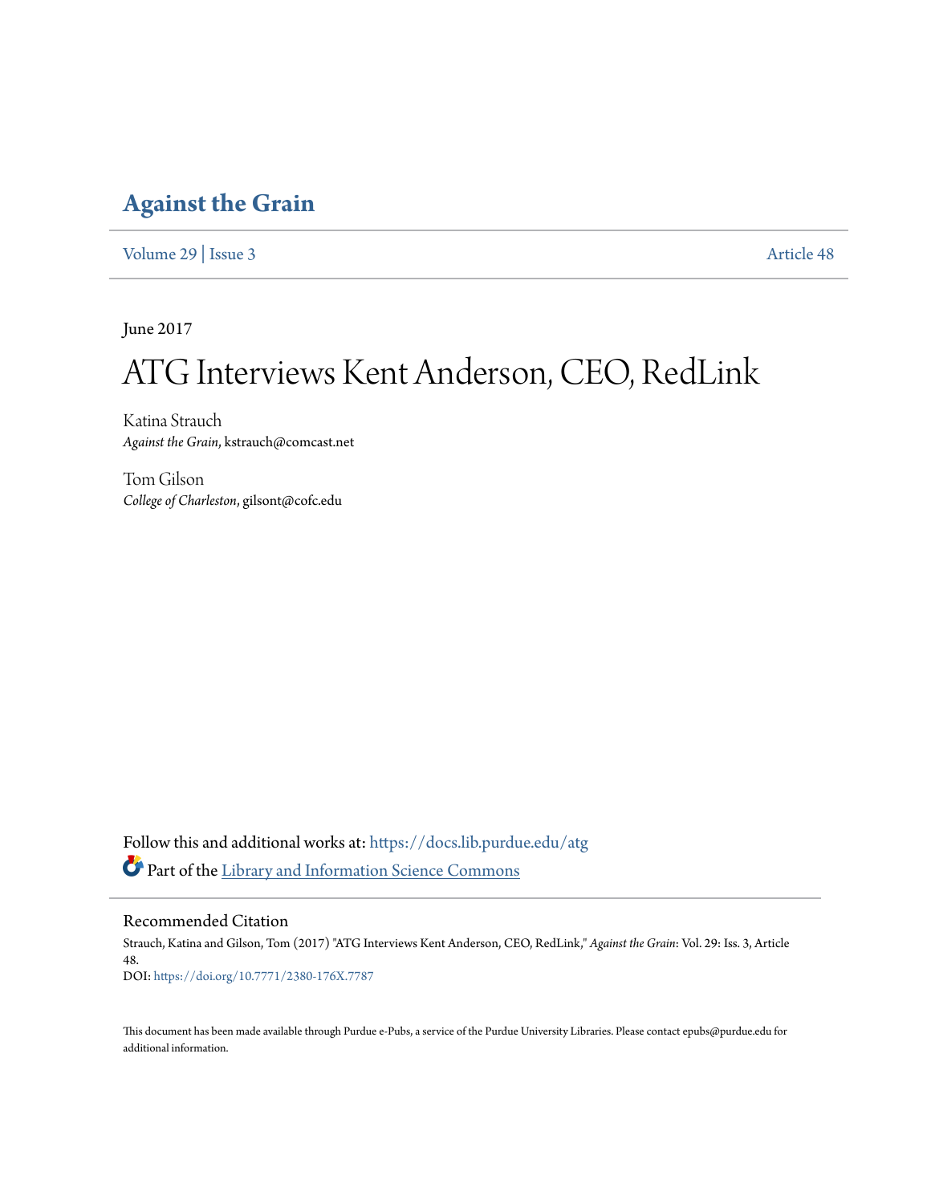# Against the Grain

Volume 29 | Issue 3 Article 48

June 2017

# ATG Interviews Kent Anderson, CEO, RedLink

Katina Strauch
*Against the Grain*, kstrauch@comcast.net

Tom Gilson
*College of Charleston*, gilsont@cofc.edu

Follow this and additional works at: https://docs.lib.purdue.edu/atg

Part of the Library and Information Science Commons

## Recommended Citation

Strauch, Katina and Gilson, Tom (2017) "ATG Interviews Kent Anderson, CEO, RedLink," *Against the Grain*: Vol. 29: Iss. 3, Article 48.
DOI: https://doi.org/10.7771/2380-176X.7787

This document has been made available through Purdue e-Pubs, a service of the Purdue University Libraries. Please contact epubs@purdue.edu for additional information.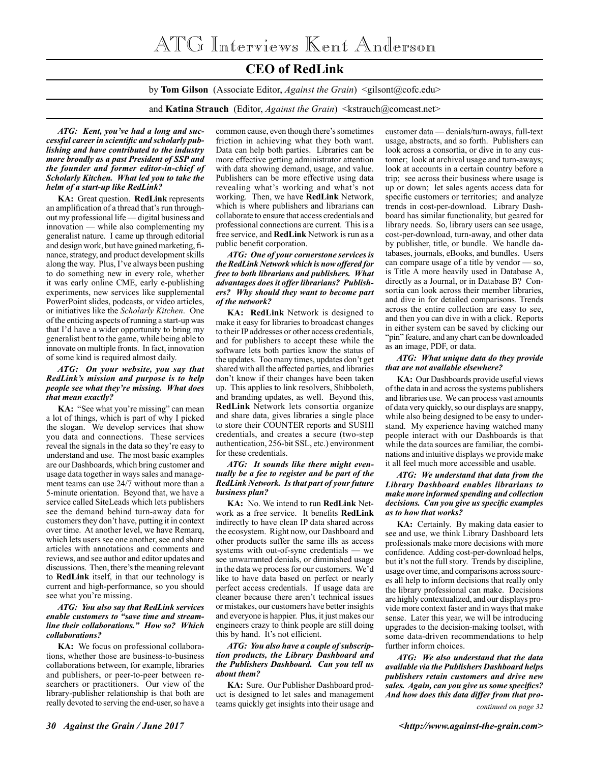# ATG Interviews Kent Anderson

## CEO of RedLink

by **Tom Gilson** (Associate Editor, *Against the Grain*) <gilsont@cofc.edu>

and **Katina Strauch** (Editor, *Against the Grain*) <kstrauch@comcast.net>

***ATG: Kent, you've had a long and successful career in scientific and scholarly publishing and have contributed to the industry more broadly as a past President of SSP and the founder and former editor-in-chief of Scholarly Kitchen. What led you to take the helm of a start-up like RedLink?***

**KA:** Great question. **RedLink** represents an amplification of a thread that's run throughout my professional life — digital business and innovation — while also complementing my generalist nature. I came up through editorial and design work, but have gained marketing, finance, strategy, and product development skills along the way. Plus, I've always been pushing to do something new in every role, whether it was early online CME, early e-publishing experiments, new services like supplemental PowerPoint slides, podcasts, or video articles, or initiatives like the *Scholarly Kitchen*. One of the enticing aspects of running a start-up was that I'd have a wider opportunity to bring my generalist bent to the game, while being able to innovate on multiple fronts. In fact, innovation of some kind is required almost daily.

***ATG: On your website, you say that RedLink's mission and purpose is to help people see what they're missing. What does that mean exactly?***

**KA:** "See what you're missing" can mean a lot of things, which is part of why I picked the slogan. We develop services that show you data and connections. These services reveal the signals in the data so they're easy to understand and use. The most basic examples are our Dashboards, which bring customer and usage data together in ways sales and management teams can use 24/7 without more than a 5-minute orientation. Beyond that, we have a service called SiteLeads which lets publishers see the demand behind turn-away data for customers they don't have, putting it in context over time. At another level, we have Remarq, which lets users see one another, see and share articles with annotations and comments and reviews, and see author and editor updates and discussions. Then, there's the meaning relevant to **RedLink** itself, in that our technology is current and high-performance, so you should see what you're missing.

***ATG: You also say that RedLink services enable customers to "save time and streamline their collaborations." How so? Which collaborations?***

**KA:** We focus on professional collaborations, whether those are business-to-business collaborations between, for example, libraries and publishers, or peer-to-peer between researchers or practitioners. Our view of the library-publisher relationship is that both are really devoted to serving the end-user, so have a common cause, even though there's sometimes friction in achieving what they both want. Data can help both parties. Libraries can be more effective getting administrator attention with data showing demand, usage, and value. Publishers can be more effective using data revealing what's working and what's not working. Then, we have **RedLink** Network, which is where publishers and librarians can collaborate to ensure that access credentials and professional connections are current. This is a free service, and **RedLink** Network is run as a public benefit corporation.

***ATG: One of your cornerstone services is the RedLink Network which is now offered for free to both librarians and publishers. What advantages does it offer librarians? Publishers? Why should they want to become part of the network?***

**KA: RedLink** Network is designed to make it easy for libraries to broadcast changes to their IP addresses or other access credentials, and for publishers to accept these while the software lets both parties know the status of the updates. Too many times, updates don't get shared with all the affected parties, and libraries don't know if their changes have been taken up. This applies to link resolvers, Shibboleth, and branding updates, as well. Beyond this, **RedLink** Network lets consortia organize and share data, gives libraries a single place to store their COUNTER reports and SUSHI credentials, and creates a secure (two-step authentication, 256-bit SSL, etc.) environment for these credentials.

***ATG: It sounds like there might eventually be a fee to register and be part of the RedLink Network. Is that part of your future business plan?***

**KA:** No. We intend to run **RedLink** Network as a free service. It benefits **RedLink** indirectly to have clean IP data shared across the ecosystem. Right now, our Dashboard and other products suffer the same ills as access systems with out-of-sync credentials — we see unwarranted denials, or diminished usage in the data we process for our customers. We'd like to have data based on perfect or nearly perfect access credentials. If usage data are cleaner because there aren't technical issues or mistakes, our customers have better insights and everyone is happier. Plus, it just makes our engineers crazy to think people are still doing this by hand. It's not efficient.

***ATG: You also have a couple of subscription products, the Library Dashboard and the Publishers Dashboard. Can you tell us about them?***

**KA:** Sure. Our Publisher Dashboard product is designed to let sales and management teams quickly get insights into their usage and customer data — denials/turn-aways, full-text usage, abstracts, and so forth. Publishers can look across a consortia, or dive in to any customer; look at archival usage and turn-aways; look at accounts in a certain country before a trip; see across their business where usage is up or down; let sales agents access data for specific customers or territories; and analyze trends in cost-per-download. Library Dashboard has similar functionality, but geared for library needs. So, library users can see usage, cost-per-download, turn-away, and other data by publisher, title, or bundle. We handle databases, journals, eBooks, and bundles. Users can compare usage of a title by vendor — so, is Title A more heavily used in Database A, directly as a Journal, or in Database B? Consortia can look across their member libraries, and dive in for detailed comparisons. Trends across the entire collection are easy to see, and then you can dive in with a click. Reports in either system can be saved by clicking our "pin" feature, and any chart can be downloaded as an image, PDF, or data.

***ATG: What unique data do they provide that are not available elsewhere?***

**KA:** Our Dashboards provide useful views of the data in and across the systems publishers and libraries use. We can process vast amounts of data very quickly, so our displays are snappy, while also being designed to be easy to understand. My experience having watched many people interact with our Dashboards is that while the data sources are familiar, the combinations and intuitive displays we provide make it all feel much more accessible and usable.

***ATG: We understand that data from the Library Dashboard enables librarians to make more informed spending and collection decisions. Can you give us specific examples as to how that works?***

**KA:** Certainly. By making data easier to see and use, we think Library Dashboard lets professionals make more decisions with more confidence. Adding cost-per-download helps, but it's not the full story. Trends by discipline, usage over time, and comparisons across sources all help to inform decisions that really only the library professional can make. Decisions are highly contextualized, and our displays provide more context faster and in ways that make sense. Later this year, we will be introducing upgrades to the decision-making toolset, with some data-driven recommendations to help further inform choices.

***ATG: We also understand that the data available via the Publishers Dashboard helps publishers retain customers and drive new sales. Again, can you give us some specifics? And how does this data differ from that pro-***

*continued on page 32*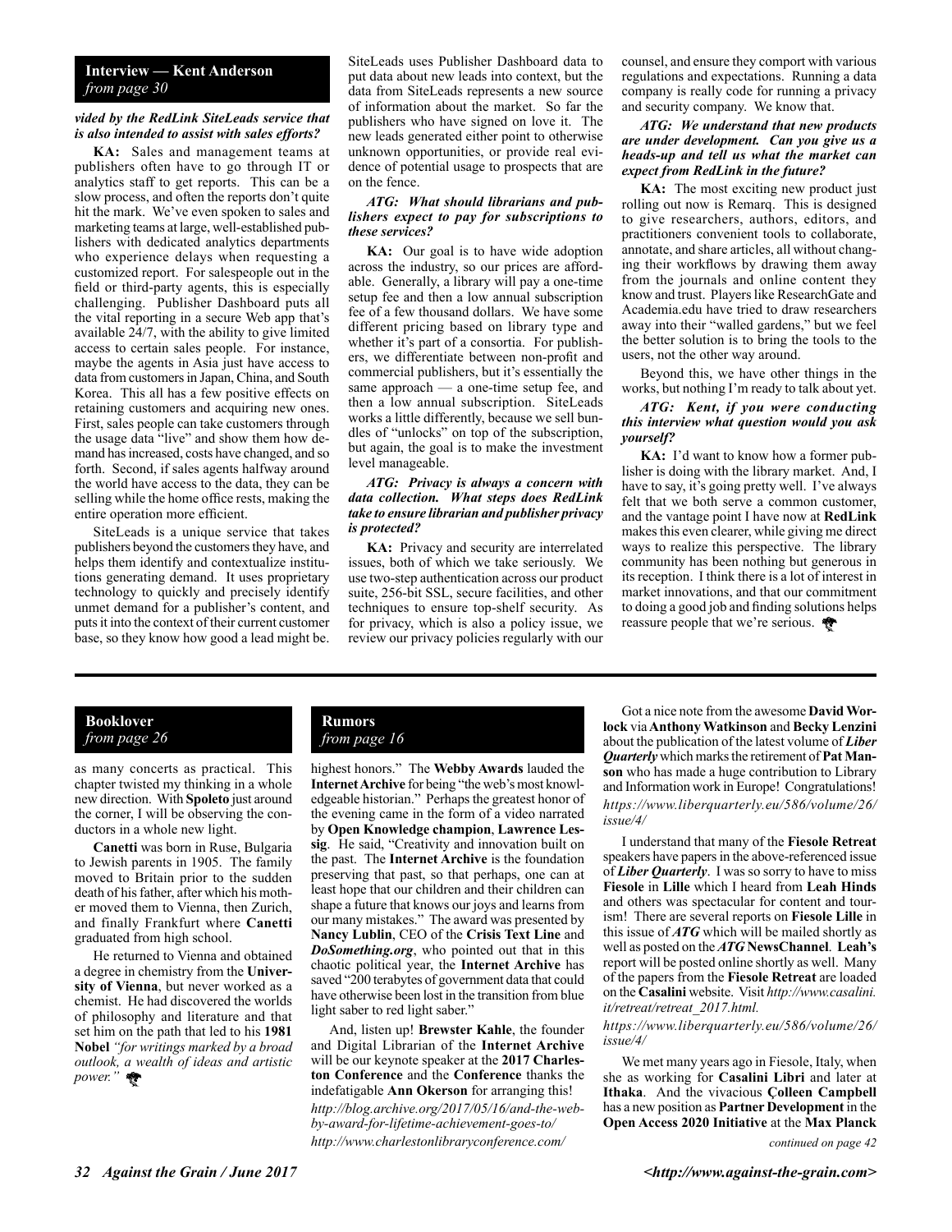## Interview — Kent Anderson
*from page 30*

***vided by the RedLink SiteLeads service that is also intended to assist with sales efforts?***

**KA:** Sales and management teams at publishers often have to go through IT or analytics staff to get reports. This can be a slow process, and often the reports don't quite hit the mark. We've even spoken to sales and marketing teams at large, well-established publishers with dedicated analytics departments who experience delays when requesting a customized report. For salespeople out in the field or third-party agents, this is especially challenging. Publisher Dashboard puts all the vital reporting in a secure Web app that's available 24/7, with the ability to give limited access to certain sales people. For instance, maybe the agents in Asia just have access to data from customers in Japan, China, and South Korea. This all has a few positive effects on retaining customers and acquiring new ones. First, sales people can take customers through the usage data "live" and show them how demand has increased, costs have changed, and so forth. Second, if sales agents halfway around the world have access to the data, they can be selling while the home office rests, making the entire operation more efficient.

SiteLeads is a unique service that takes publishers beyond the customers they have, and helps them identify and contextualize institutions generating demand. It uses proprietary technology to quickly and precisely identify unmet demand for a publisher's content, and puts it into the context of their current customer base, so they know how good a lead might be. SiteLeads uses Publisher Dashboard data to put data about new leads into context, but the data from SiteLeads represents a new source of information about the market. So far the publishers who have signed on love it. The new leads generated either point to otherwise unknown opportunities, or provide real evidence of potential usage to prospects that are on the fence.

***ATG: What should librarians and publishers expect to pay for subscriptions to these services?***

**KA:** Our goal is to have wide adoption across the industry, so our prices are affordable. Generally, a library will pay a one-time setup fee and then a low annual subscription fee of a few thousand dollars. We have some different pricing based on library type and whether it's part of a consortia. For publishers, we differentiate between non-profit and commercial publishers, but it's essentially the same approach — a one-time setup fee, and then a low annual subscription. SiteLeads works a little differently, because we sell bundles of "unlocks" on top of the subscription, but again, the goal is to make the investment level manageable.

***ATG: Privacy is always a concern with data collection. What steps does RedLink take to ensure librarian and publisher privacy is protected?***

**KA:** Privacy and security are interrelated issues, both of which we take seriously. We use two-step authentication across our product suite, 256-bit SSL, secure facilities, and other techniques to ensure top-shelf security. As for privacy, which is also a policy issue, we review our privacy policies regularly with our counsel, and ensure they comport with various regulations and expectations. Running a data company is really code for running a privacy and security company. We know that.

***ATG: We understand that new products are under development. Can you give us a heads-up and tell us what the market can expect from RedLink in the future?***

**KA:** The most exciting new product just rolling out now is Remarq. This is designed to give researchers, authors, editors, and practitioners convenient tools to collaborate, annotate, and share articles, all without changing their workflows by drawing them away from the journals and online content they know and trust. Players like ResearchGate and Academia.edu have tried to draw researchers away into their "walled gardens," but we feel the better solution is to bring the tools to the users, not the other way around.

Beyond this, we have other things in the works, but nothing I'm ready to talk about yet.

***ATG: Kent, if you were conducting this interview what question would you ask yourself?***

**KA:** I'd want to know how a former publisher is doing with the library market. And, I have to say, it's going pretty well. I've always felt that we both serve a common customer, and the vantage point I have now at **RedLink** makes this even clearer, while giving me direct ways to realize this perspective. The library community has been nothing but generous in its reception. I think there is a lot of interest in market innovations, and that our commitment to doing a good job and finding solutions helps reassure people that we're serious.

---

## Booklover
*from page 26*

as many concerts as practical. This chapter twisted my thinking in a whole new direction. With **Spoleto** just around the corner, I will be observing the conductors in a whole new light.

**Canetti** was born in Ruse, Bulgaria to Jewish parents in 1905. The family moved to Britain prior to the sudden death of his father, after which his mother moved them to Vienna, then Zurich, and finally Frankfurt where **Canetti** graduated from high school.

He returned to Vienna and obtained a degree in chemistry from the **University of Vienna**, but never worked as a chemist. He had discovered the worlds of philosophy and literature and that set him on the path that led to his **1981 Nobel** *"for writings marked by a broad outlook, a wealth of ideas and artistic power."*

---

## Rumors
*from page 16*

highest honors." The **Webby Awards** lauded the **Internet Archive** for being "the web's most knowledgeable historian." Perhaps the greatest honor of the evening came in the form of a video narrated by **Open Knowledge champion**, **Lawrence Lessig**. He said, "Creativity and innovation built on the past. The **Internet Archive** is the foundation preserving that past, so that perhaps, one can at least hope that our children and their children can shape a future that knows our joys and learns from our many mistakes." The award was presented by **Nancy Lublin**, CEO of the **Crisis Text Line** and ***DoSomething.org***, who pointed out that in this chaotic political year, the **Internet Archive** has saved "200 terabytes of government data that could have otherwise been lost in the transition from blue light saber to red light saber."

And, listen up! **Brewster Kahle**, the founder and Digital Librarian of the **Internet Archive** will be our keynote speaker at the **2017 Charleston Conference** and the **Conference** thanks the indefatigable **Ann Okerson** for arranging this!

*http://blog.archive.org/2017/05/16/and-the-webby-award-for-lifetime-achievement-goes-to/*

*http://www.charlestonlibraryconference.com/*

Got a nice note from the awesome **David Worlock** via **Anthony Watkinson** and **Becky Lenzini** about the publication of the latest volume of ***Liber Quarterly*** which marks the retirement of **Pat Manson** who has made a huge contribution to Library and Information work in Europe! Congratulations!

*https://www.liberquarterly.eu/586/volume/26/issue/4/*

I understand that many of the **Fiesole Retreat** speakers have papers in the above-referenced issue of ***Liber Quarterly***. I was so sorry to have to miss **Fiesole** in **Lille** which I heard from **Leah Hinds** and others was spectacular for content and tourism! There are several reports on **Fiesole Lille** in this issue of ***ATG*** which will be mailed shortly as well as posted on the ***ATG*** **NewsChannel**. **Leah's** report will be posted online shortly as well. Many of the papers from the **Fiesole Retreat** are loaded on the **Casalini** website. Visit *http://www.casalini.it/retreat/retreat_2017.html.*

*https://www.liberquarterly.eu/586/volume/26/issue/4/*

We met many years ago in Fiesole, Italy, when she as working for **Casalini Libri** and later at **Ithaka**. And the vivacious **Çolleen Campbell** has a new position as **Partner Development** in the **Open Access 2020 Initiative** at the **Max Planck**

*continued on page 42*